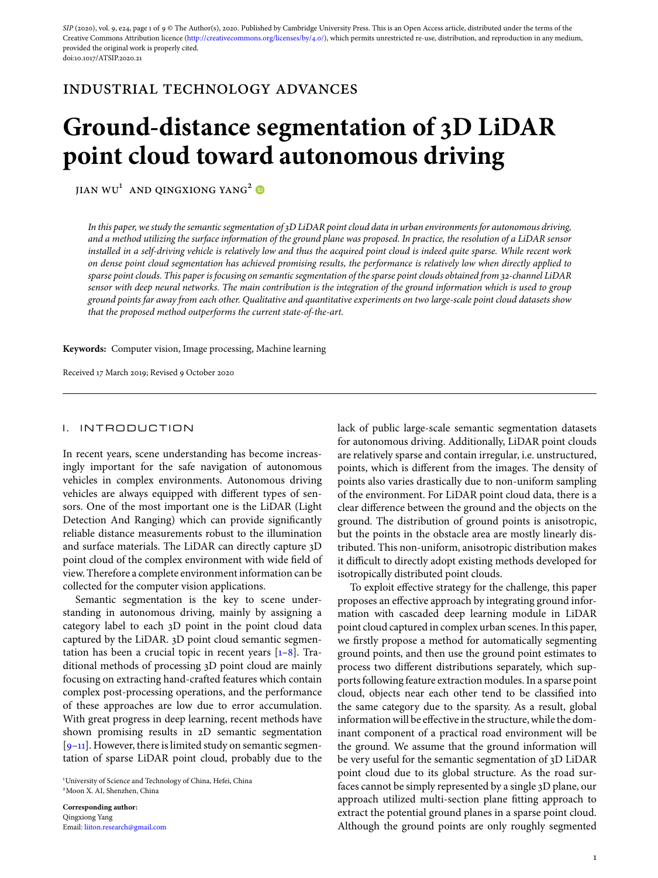SIP (2020), vol. 9, e24, page 1 of 9 © The Author(s), 2020. Published by Cambridge University Press. This is an Open Access article, distributed under the terms of the Creative Commons Attribution licence (http://creativecommons.org/licenses/by/4.0/), which permits unrestricted re-use, distribution, and reproduction in any medium, provided the original work is properly cited.
doi:10.1017/ATSIP.2020.21

INDUSTRIAL TECHNOLOGY ADVANCES

# Ground-distance segmentation of 3D LiDAR point cloud toward autonomous driving

JIAN WU[1] AND QINGXIONG YANG[2]

*In this paper, we study the semantic segmentation of 3D LiDAR point cloud data in urban environments for autonomous driving, and a method utilizing the surface information of the ground plane was proposed. In practice, the resolution of a LiDAR sensor installed in a self-driving vehicle is relatively low and thus the acquired point cloud is indeed quite sparse. While recent work on dense point cloud segmentation has achieved promising results, the performance is relatively low when directly applied to sparse point clouds. This paper is focusing on semantic segmentation of the sparse point clouds obtained from 32-channel LiDAR sensor with deep neural networks. The main contribution is the integration of the ground information which is used to group ground points far away from each other. Qualitative and quantitative experiments on two large-scale point cloud datasets show that the proposed method outperforms the current state-of-the-art.*

**Keywords:** Computer vision, Image processing, Machine learning

Received 17 March 2019; Revised 9 October 2020

## I. INTRODUCTION

In recent years, scene understanding has become increasingly important for the safe navigation of autonomous vehicles in complex environments. Autonomous driving vehicles are always equipped with different types of sensors. One of the most important one is the LiDAR (Light Detection And Ranging) which can provide significantly reliable distance measurements robust to the illumination and surface materials. The LiDAR can directly capture 3D point cloud of the complex environment with wide field of view. Therefore a complete environment information can be collected for the computer vision applications.

Semantic segmentation is the key to scene understanding in autonomous driving, mainly by assigning a category label to each 3D point in the point cloud data captured by the LiDAR. 3D point cloud semantic segmentation has been a crucial topic in recent years [1–8]. Traditional methods of processing 3D point cloud are mainly focusing on extracting hand-crafted features which contain complex post-processing operations, and the performance of these approaches are low due to error accumulation. With great progress in deep learning, recent methods have shown promising results in 2D semantic segmentation [9–11]. However, there is limited study on semantic segmentation of sparse LiDAR point cloud, probably due to the lack of public large-scale semantic segmentation datasets for autonomous driving. Additionally, LiDAR point clouds are relatively sparse and contain irregular, i.e. unstructured, points, which is different from the images. The density of points also varies drastically due to non-uniform sampling of the environment. For LiDAR point cloud data, there is a clear difference between the ground and the objects on the ground. The distribution of ground points is anisotropic, but the points in the obstacle area are mostly linearly distributed. This non-uniform, anisotropic distribution makes it difficult to directly adopt existing methods developed for isotropically distributed point clouds.

To exploit effective strategy for the challenge, this paper proposes an effective approach by integrating ground information with cascaded deep learning module in LiDAR point cloud captured in complex urban scenes. In this paper, we firstly propose a method for automatically segmenting ground points, and then use the ground point estimates to process two different distributions separately, which supports following feature extraction modules. In a sparse point cloud, objects near each other tend to be classified into the same category due to the sparsity. As a result, global information will be effective in the structure, while the dominant component of a practical road environment will be the ground. We assume that the ground information will be very useful for the semantic segmentation of 3D LiDAR point cloud due to its global structure. As the road surfaces cannot be simply represented by a single 3D plane, our approach utilized multi-section plane fitting approach to extract the potential ground planes in a sparse point cloud. Although the ground points are only roughly segmented

[1]University of Science and Technology of China, Hefei, China
[2]Moon X. AI, Shenzhen, China

**Corresponding author:**
Qingxiong Yang
Email: liiton.research@gmail.com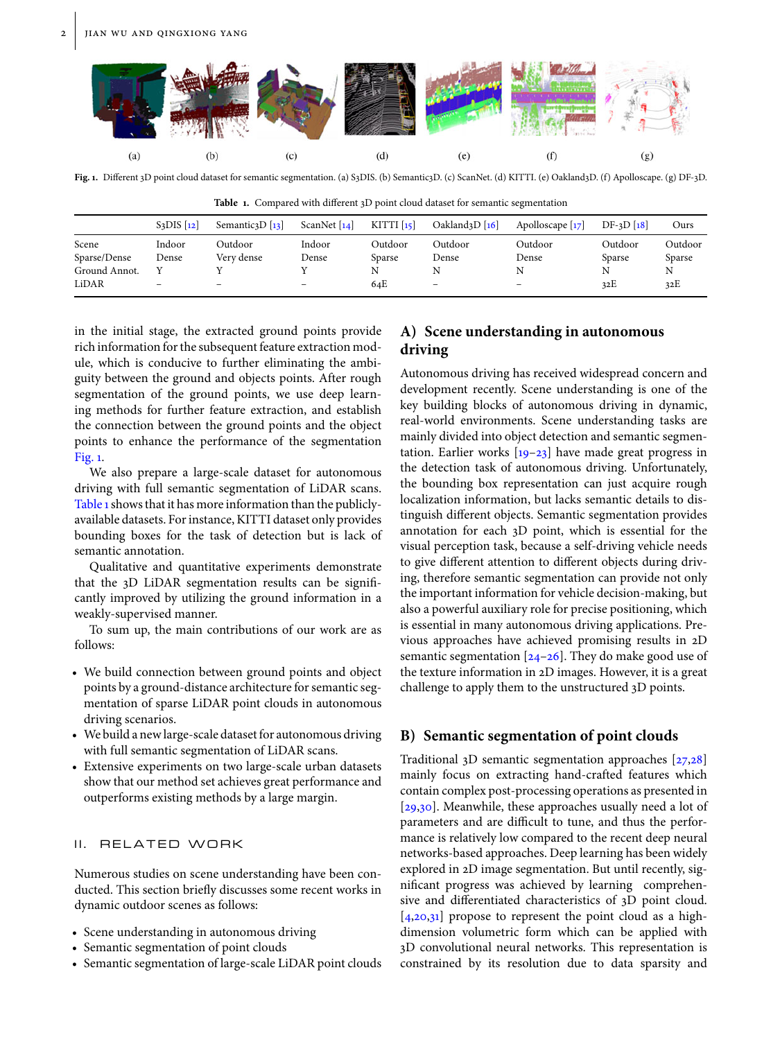(a) (b) (c) (d) (e) (f) (g)

**Fig. 1.** Different 3D point cloud dataset for semantic segmentation. (a) S3DIS. (b) Semantic3D. (c) ScanNet. (d) KITTI. (e) Oakland3D. (f) Apolloscape. (g) DF-3D.

**Table 1.** Compared with different 3D point cloud dataset for semantic segmentation

| | S3DIS [12] | Semantic3D [13] | ScanNet [14] | KITTI [15] | Oakland3D [16] | Apolloscape [17] | DF-3D [18] | Ours |
|---|---|---|---|---|---|---|---|---|
| Scene | Indoor | Outdoor | Indoor | Outdoor | Outdoor | Outdoor | Outdoor | Outdoor |
| Sparse/Dense | Dense | Very dense | Dense | Sparse | Dense | Dense | Sparse | Sparse |
| Ground Annot. | Y | Y | Y | N | N | N | N | N |
| LiDAR | – | – | – | 64E | – | – | 32E | 32E |

in the initial stage, the extracted ground points provide rich information for the subsequent feature extraction module, which is conducive to further eliminating the ambiguity between the ground and objects points. After rough segmentation of the ground points, we use deep learning methods for further feature extraction, and establish the connection between the ground points and the object points to enhance the performance of the segmentation Fig. 1.

We also prepare a large-scale dataset for autonomous driving with full semantic segmentation of LiDAR scans. Table 1 shows that it has more information than the publicly-available datasets. For instance, KITTI dataset only provides bounding boxes for the task of detection but is lack of semantic annotation.

Qualitative and quantitative experiments demonstrate that the 3D LiDAR segmentation results can be significantly improved by utilizing the ground information in a weakly-supervised manner.

To sum up, the main contributions of our work are as follows:

- We build connection between ground points and object points by a ground-distance architecture for semantic segmentation of sparse LiDAR point clouds in autonomous driving scenarios.
- We build a new large-scale dataset for autonomous driving with full semantic segmentation of LiDAR scans.
- Extensive experiments on two large-scale urban datasets show that our method set achieves great performance and outperforms existing methods by a large margin.

## II. RELATED WORK

Numerous studies on scene understanding have been conducted. This section briefly discusses some recent works in dynamic outdoor scenes as follows:

- Scene understanding in autonomous driving
- Semantic segmentation of point clouds
- Semantic segmentation of large-scale LiDAR point clouds

### A) Scene understanding in autonomous driving

Autonomous driving has received widespread concern and development recently. Scene understanding is one of the key building blocks of autonomous driving in dynamic, real-world environments. Scene understanding tasks are mainly divided into object detection and semantic segmentation. Earlier works [19–23] have made great progress in the detection task of autonomous driving. Unfortunately, the bounding box representation can just acquire rough localization information, but lacks semantic details to distinguish different objects. Semantic segmentation provides annotation for each 3D point, which is essential for the visual perception task, because a self-driving vehicle needs to give different attention to different objects during driving, therefore semantic segmentation can provide not only the important information for vehicle decision-making, but also a powerful auxiliary role for precise positioning, which is essential in many autonomous driving applications. Previous approaches have achieved promising results in 2D semantic segmentation [24–26]. They do make good use of the texture information in 2D images. However, it is a great challenge to apply them to the unstructured 3D points.

### B) Semantic segmentation of point clouds

Traditional 3D semantic segmentation approaches [27,28] mainly focus on extracting hand-crafted features which contain complex post-processing operations as presented in [29,30]. Meanwhile, these approaches usually need a lot of parameters and are difficult to tune, and thus the performance is relatively low compared to the recent deep neural networks-based approaches. Deep learning has been widely explored in 2D image segmentation. But until recently, significant progress was achieved by learning comprehensive and differentiated characteristics of 3D point cloud. [4,20,31] propose to represent the point cloud as a high-dimension volumetric form which can be applied with 3D convolutional neural networks. This representation is constrained by its resolution due to data sparsity and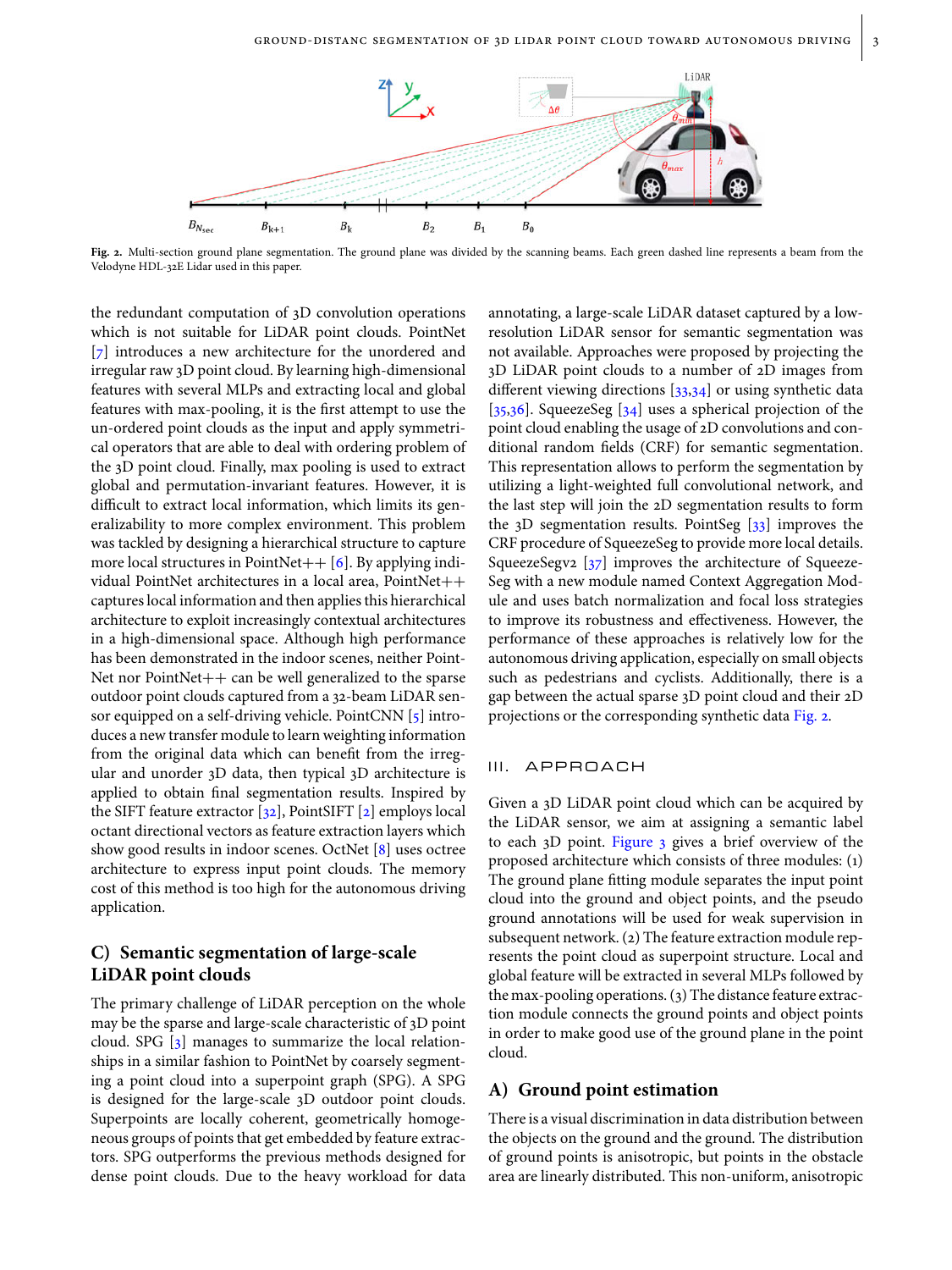Fig. 2. Multi-section ground plane segmentation. The ground plane was divided by the scanning beams. Each green dashed line represents a beam from the Velodyne HDL-32E Lidar used in this paper.

the redundant computation of 3D convolution operations which is not suitable for LiDAR point clouds. PointNet [7] introduces a new architecture for the unordered and irregular raw 3D point cloud. By learning high-dimensional features with several MLPs and extracting local and global features with max-pooling, it is the first attempt to use the un-ordered point clouds as the input and apply symmetrical operators that are able to deal with ordering problem of the 3D point cloud. Finally, max pooling is used to extract global and permutation-invariant features. However, it is difficult to extract local information, which limits its generalizability to more complex environment. This problem was tackled by designing a hierarchical structure to capture more local structures in PointNet++ [6]. By applying individual PointNet architectures in a local area, PointNet++ captures local information and then applies this hierarchical architecture to exploit increasingly contextual architectures in a high-dimensional space. Although high performance has been demonstrated in the indoor scenes, neither PointNet nor PointNet++ can be well generalized to the sparse outdoor point clouds captured from a 32-beam LiDAR sensor equipped on a self-driving vehicle. PointCNN [5] introduces a new transfer module to learn weighting information from the original data which can benefit from the irregular and unorder 3D data, then typical 3D architecture is applied to obtain final segmentation results. Inspired by the SIFT feature extractor [32], PointSIFT [2] employs local octant directional vectors as feature extraction layers which show good results in indoor scenes. OctNet [8] uses octree architecture to express input point clouds. The memory cost of this method is too high for the autonomous driving application.

## C) Semantic segmentation of large-scale LiDAR point clouds

The primary challenge of LiDAR perception on the whole may be the sparse and large-scale characteristic of 3D point cloud. SPG [3] manages to summarize the local relationships in a similar fashion to PointNet by coarsely segmenting a point cloud into a superpoint graph (SPG). A SPG is designed for the large-scale 3D outdoor point clouds. Superpoints are locally coherent, geometrically homogeneous groups of points that get embedded by feature extractors. SPG outperforms the previous methods designed for dense point clouds. Due to the heavy workload for data annotating, a large-scale LiDAR dataset captured by a low-resolution LiDAR sensor for semantic segmentation was not available. Approaches were proposed by projecting the 3D LiDAR point clouds to a number of 2D images from different viewing directions [33,34] or using synthetic data [35,36]. SqueezeSeg [34] uses a spherical projection of the point cloud enabling the usage of 2D convolutions and conditional random fields (CRF) for semantic segmentation. This representation allows to perform the segmentation by utilizing a light-weighted full convolutional network, and the last step will join the 2D segmentation results to form the 3D segmentation results. PointSeg [33] improves the CRF procedure of SqueezeSeg to provide more local details. SqueezeSegv2 [37] improves the architecture of SqueezeSeg with a new module named Context Aggregation Module and uses batch normalization and focal loss strategies to improve its robustness and effectiveness. However, the performance of these approaches is relatively low for the autonomous driving application, especially on small objects such as pedestrians and cyclists. Additionally, there is a gap between the actual sparse 3D point cloud and their 2D projections or the corresponding synthetic data Fig. 2.

# III. APPROACH

Given a 3D LiDAR point cloud which can be acquired by the LiDAR sensor, we aim at assigning a semantic label to each 3D point. Figure 3 gives a brief overview of the proposed architecture which consists of three modules: (1) The ground plane fitting module separates the input point cloud into the ground and object points, and the pseudo ground annotations will be used for weak supervision in subsequent network. (2) The feature extraction module represents the point cloud as superpoint structure. Local and global feature will be extracted in several MLPs followed by the max-pooling operations. (3) The distance feature extraction module connects the ground points and object points in order to make good use of the ground plane in the point cloud.

## A) Ground point estimation

There is a visual discrimination in data distribution between the objects on the ground and the ground. The distribution of ground points is anisotropic, but points in the obstacle area are linearly distributed. This non-uniform, anisotropic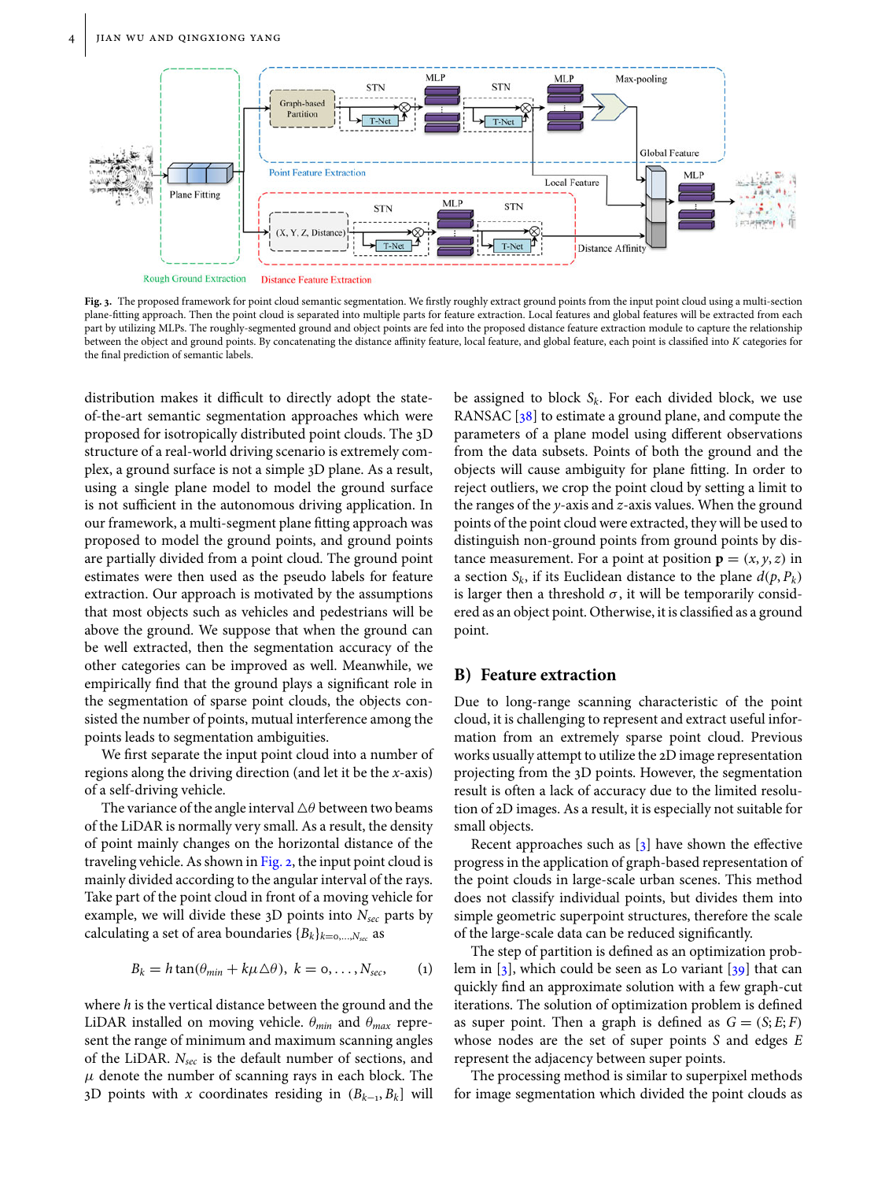Fig. 3. The proposed framework for point cloud semantic segmentation. We firstly roughly extract ground points from the input point cloud using a multi-section plane-fitting approach. Then the point cloud is separated into multiple parts for feature extraction. Local features and global features will be extracted from each part by utilizing MLPs. The roughly-segmented ground and object points are fed into the proposed distance feature extraction module to capture the relationship between the object and ground points. By concatenating the distance affinity feature, local feature, and global feature, each point is classified into $K$ categories for the final prediction of semantic labels.

distribution makes it difficult to directly adopt the state-of-the-art semantic segmentation approaches which were proposed for isotropically distributed point clouds. The 3D structure of a real-world driving scenario is extremely complex, a ground surface is not a simple 3D plane. As a result, using a single plane model to model the ground surface is not sufficient in the autonomous driving application. In our framework, a multi-segment plane fitting approach was proposed to model the ground points, and ground points are partially divided from a point cloud. The ground point estimates were then used as the pseudo labels for feature extraction. Our approach is motivated by the assumptions that most objects such as vehicles and pedestrians will be above the ground. We suppose that when the ground can be well extracted, then the segmentation accuracy of the other categories can be improved as well. Meanwhile, we empirically find that the ground plays a significant role in the segmentation of sparse point clouds, the objects consisted the number of points, mutual interference among the points leads to segmentation ambiguities.

We first separate the input point cloud into a number of regions along the driving direction (and let it be the $x$-axis) of a self-driving vehicle.

The variance of the angle interval $\triangle\theta$ between two beams of the LiDAR is normally very small. As a result, the density of point mainly changes on the horizontal distance of the traveling vehicle. As shown in Fig. 2, the input point cloud is mainly divided according to the angular interval of the rays. Take part of the point cloud in front of a moving vehicle for example, we will divide these 3D points into $N_{sec}$ parts by calculating a set of area boundaries $\{B_k\}_{k=0,\dots,N_{sec}}$ as

$$B_k = h\tan(\theta_{min} + k\mu\triangle\theta),\ k = 0,\dots,N_{sec}, \tag{1}$$

where $h$ is the vertical distance between the ground and the LiDAR installed on moving vehicle. $\theta_{min}$ and $\theta_{max}$ represent the range of minimum and maximum scanning angles of the LiDAR. $N_{sec}$ is the default number of sections, and $\mu$ denote the number of scanning rays in each block. The 3D points with $x$ coordinates residing in $(B_{k-1}, B_k]$ will be assigned to block $S_k$. For each divided block, we use RANSAC [38] to estimate a ground plane, and compute the parameters of a plane model using different observations from the data subsets. Points of both the ground and the objects will cause ambiguity for plane fitting. In order to reject outliers, we crop the point cloud by setting a limit to the ranges of the $y$-axis and $z$-axis values. When the ground points of the point cloud were extracted, they will be used to distinguish non-ground points from ground points by distance measurement. For a point at position $\mathbf{p} = (x, y, z)$ in a section $S_k$, if its Euclidean distance to the plane $d(p, P_k)$ is larger then a threshold $\sigma$, it will be temporarily considered as an object point. Otherwise, it is classified as a ground point.

## B) Feature extraction

Due to long-range scanning characteristic of the point cloud, it is challenging to represent and extract useful information from an extremely sparse point cloud. Previous works usually attempt to utilize the 2D image representation projecting from the 3D points. However, the segmentation result is often a lack of accuracy due to the limited resolution of 2D images. As a result, it is especially not suitable for small objects.

Recent approaches such as [3] have shown the effective progress in the application of graph-based representation of the point clouds in large-scale urban scenes. This method does not classify individual points, but divides them into simple geometric superpoint structures, therefore the scale of the large-scale data can be reduced significantly.

The step of partition is defined as an optimization problem in [3], which could be seen as Lo variant [39] that can quickly find an approximate solution with a few graph-cut iterations. The solution of optimization problem is defined as super point. Then a graph is defined as $G = (S; E; F)$ whose nodes are the set of super points $S$ and edges $E$ represent the adjacency between super points.

The processing method is similar to superpixel methods for image segmentation which divided the point clouds as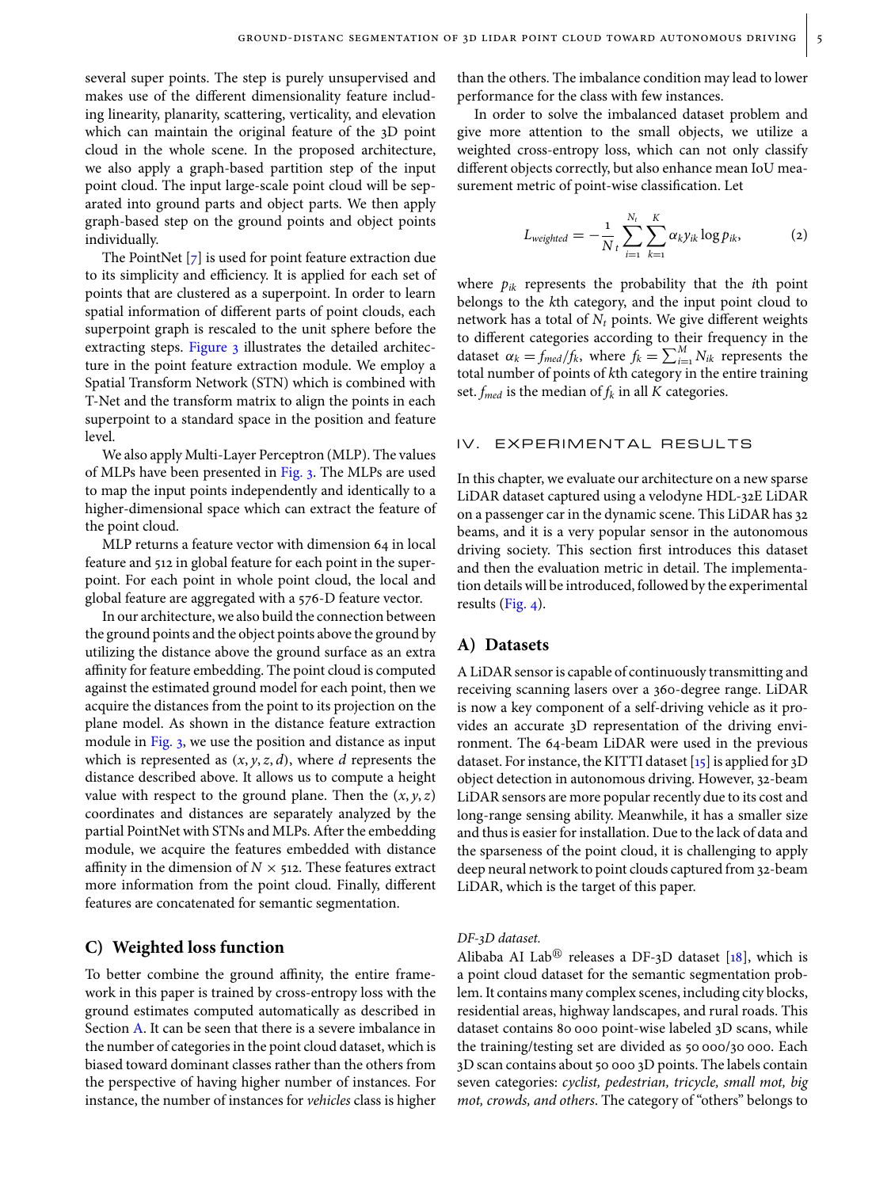several super points. The step is purely unsupervised and makes use of the different dimensionality feature including linearity, planarity, scattering, verticality, and elevation which can maintain the original feature of the 3D point cloud in the whole scene. In the proposed architecture, we also apply a graph-based partition step of the input point cloud. The input large-scale point cloud will be separated into ground parts and object parts. We then apply graph-based step on the ground points and object points individually.

The PointNet [7] is used for point feature extraction due to its simplicity and efficiency. It is applied for each set of points that are clustered as a superpoint. In order to learn spatial information of different parts of point clouds, each superpoint graph is rescaled to the unit sphere before the extracting steps. Figure 3 illustrates the detailed architecture in the point feature extraction module. We employ a Spatial Transform Network (STN) which is combined with T-Net and the transform matrix to align the points in each superpoint to a standard space in the position and feature level.

We also apply Multi-Layer Perceptron (MLP). The values of MLPs have been presented in Fig. 3. The MLPs are used to map the input points independently and identically to a higher-dimensional space which can extract the feature of the point cloud.

MLP returns a feature vector with dimension 64 in local feature and 512 in global feature for each point in the superpoint. For each point in whole point cloud, the local and global feature are aggregated with a 576-D feature vector.

In our architecture, we also build the connection between the ground points and the object points above the ground by utilizing the distance above the ground surface as an extra affinity for feature embedding. The point cloud is computed against the estimated ground model for each point, then we acquire the distances from the point to its projection on the plane model. As shown in the distance feature extraction module in Fig. 3, we use the position and distance as input which is represented as $(x, y, z, d)$, where $d$ represents the distance described above. It allows us to compute a height value with respect to the ground plane. Then the $(x, y, z)$ coordinates and distances are separately analyzed by the partial PointNet with STNs and MLPs. After the embedding module, we acquire the features embedded with distance affinity in the dimension of $N \times 512$. These features extract more information from the point cloud. Finally, different features are concatenated for semantic segmentation.

## C) Weighted loss function

To better combine the ground affinity, the entire framework in this paper is trained by cross-entropy loss with the ground estimates computed automatically as described in Section A. It can be seen that there is a severe imbalance in the number of categories in the point cloud dataset, which is biased toward dominant classes rather than the others from the perspective of having higher number of instances. For instance, the number of instances for *vehicles* class is higher than the others. The imbalance condition may lead to lower performance for the class with few instances.

In order to solve the imbalanced dataset problem and give more attention to the small objects, we utilize a weighted cross-entropy loss, which can not only classify different objects correctly, but also enhance mean IoU measurement metric of point-wise classification. Let

$$L_{weighted} = -\frac{1}{N_t} \sum_{i=1}^{N_t} \sum_{k=1}^{K} \alpha_k y_{ik} \log p_{ik}, \tag{2}$$

where $p_{ik}$ represents the probability that the $i$th point belongs to the $k$th category, and the input point cloud to network has a total of $N_t$ points. We give different weights to different categories according to their frequency in the dataset $\alpha_k = f_{med}/f_k$, where $f_k = \sum_{i=1}^{M} N_{ik}$ represents the total number of points of $k$th category in the entire training set. $f_{med}$ is the median of $f_k$ in all $K$ categories.

# IV. EXPERIMENTAL RESULTS

In this chapter, we evaluate our architecture on a new sparse LiDAR dataset captured using a velodyne HDL-32E LiDAR on a passenger car in the dynamic scene. This LiDAR has 32 beams, and it is a very popular sensor in the autonomous driving society. This section first introduces this dataset and then the evaluation metric in detail. The implementation details will be introduced, followed by the experimental results (Fig. 4).

## A) Datasets

A LiDAR sensor is capable of continuously transmitting and receiving scanning lasers over a 360-degree range. LiDAR is now a key component of a self-driving vehicle as it provides an accurate 3D representation of the driving environment. The 64-beam LiDAR were used in the previous dataset. For instance, the KITTI dataset [15] is applied for 3D object detection in autonomous driving. However, 32-beam LiDAR sensors are more popular recently due to its cost and long-range sensing ability. Meanwhile, it has a smaller size and thus is easier for installation. Due to the lack of data and the sparseness of the point cloud, it is challenging to apply deep neural network to point clouds captured from 32-beam LiDAR, which is the target of this paper.

*DF-3D dataset.*

Alibaba AI Lab® releases a DF-3D dataset [18], which is a point cloud dataset for the semantic segmentation problem. It contains many complex scenes, including city blocks, residential areas, highway landscapes, and rural roads. This dataset contains 80 000 point-wise labeled 3D scans, while the training/testing set are divided as 50 000/30 000. Each 3D scan contains about 50 000 3D points. The labels contain seven categories: *cyclist, pedestrian, tricycle, small mot, big mot, crowds, and others*. The category of "others" belongs to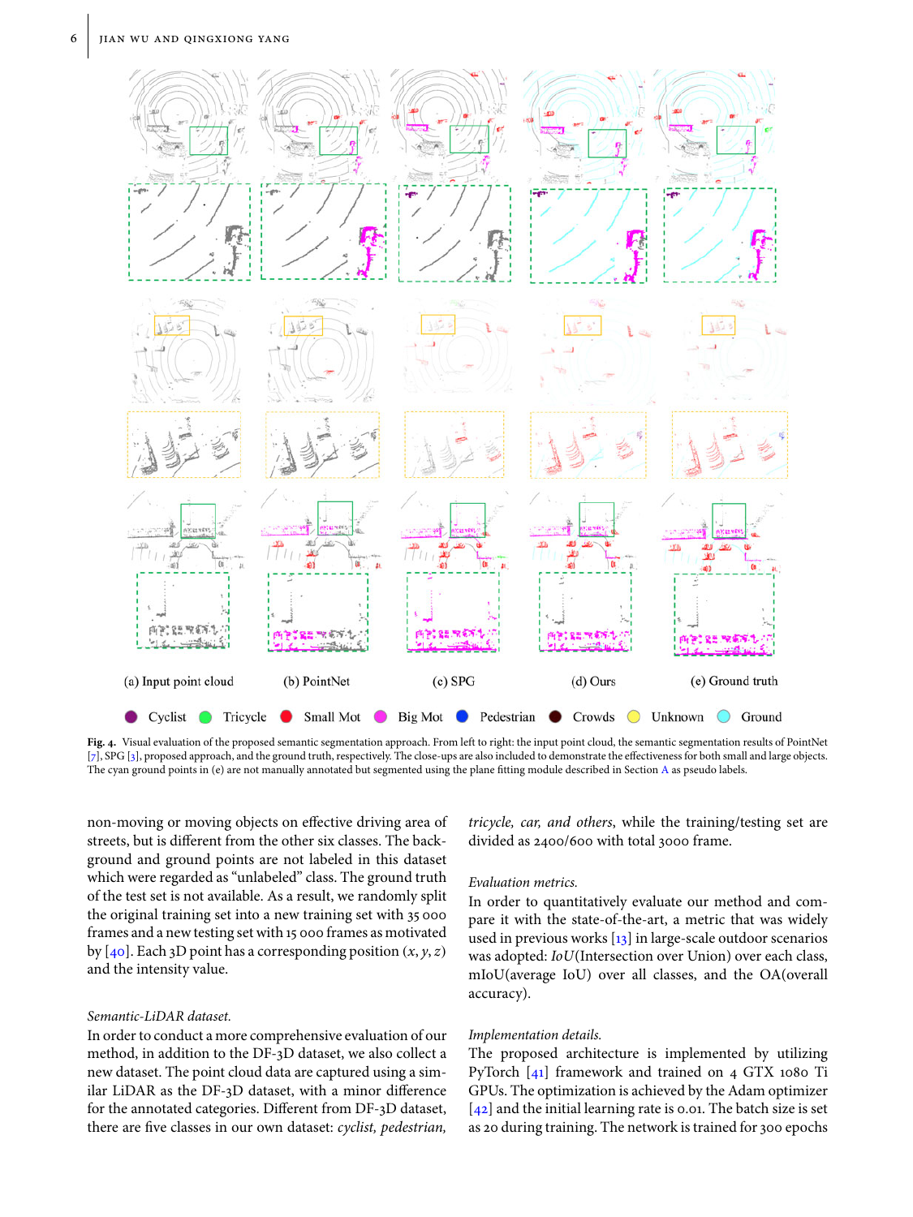(a) Input point cloud (b) PointNet (c) SPG (d) Ours (e) Ground truth

Cyclist Tricycle Small Mot Big Mot Pedestrian Crowds Unknown Ground

**Fig. 4.** Visual evaluation of the proposed semantic segmentation approach. From left to right: the input point cloud, the semantic segmentation results of PointNet [7], SPG [3], proposed approach, and the ground truth, respectively. The close-ups are also included to demonstrate the effectiveness for both small and large objects. The cyan ground points in (e) are not manually annotated but segmented using the plane fitting module described in Section A as pseudo labels.

non-moving or moving objects on effective driving area of streets, but is different from the other six classes. The background and ground points are not labeled in this dataset which were regarded as "unlabeled" class. The ground truth of the test set is not available. As a result, we randomly split the original training set into a new training set with 35 000 frames and a new testing set with 15 000 frames as motivated by [40]. Each 3D point has a corresponding position $(x, y, z)$ and the intensity value.

*Semantic-LiDAR dataset.*
In order to conduct a more comprehensive evaluation of our method, in addition to the DF-3D dataset, we also collect a new dataset. The point cloud data are captured using a similar LiDAR as the DF-3D dataset, with a minor difference for the annotated categories. Different from DF-3D dataset, there are five classes in our own dataset: *cyclist, pedestrian, tricycle, car, and others*, while the training/testing set are divided as 2400/600 with total 3000 frame.

*Evaluation metrics.*
In order to quantitatively evaluate our method and compare it with the state-of-the-art, a metric that was widely used in previous works [13] in large-scale outdoor scenarios was adopted: *IoU*(Intersection over Union) over each class, mIoU(average IoU) over all classes, and the OA(overall accuracy).

*Implementation details.*
The proposed architecture is implemented by utilizing PyTorch [41] framework and trained on 4 GTX 1080 Ti GPUs. The optimization is achieved by the Adam optimizer [42] and the initial learning rate is 0.01. The batch size is set as 20 during training. The network is trained for 300 epochs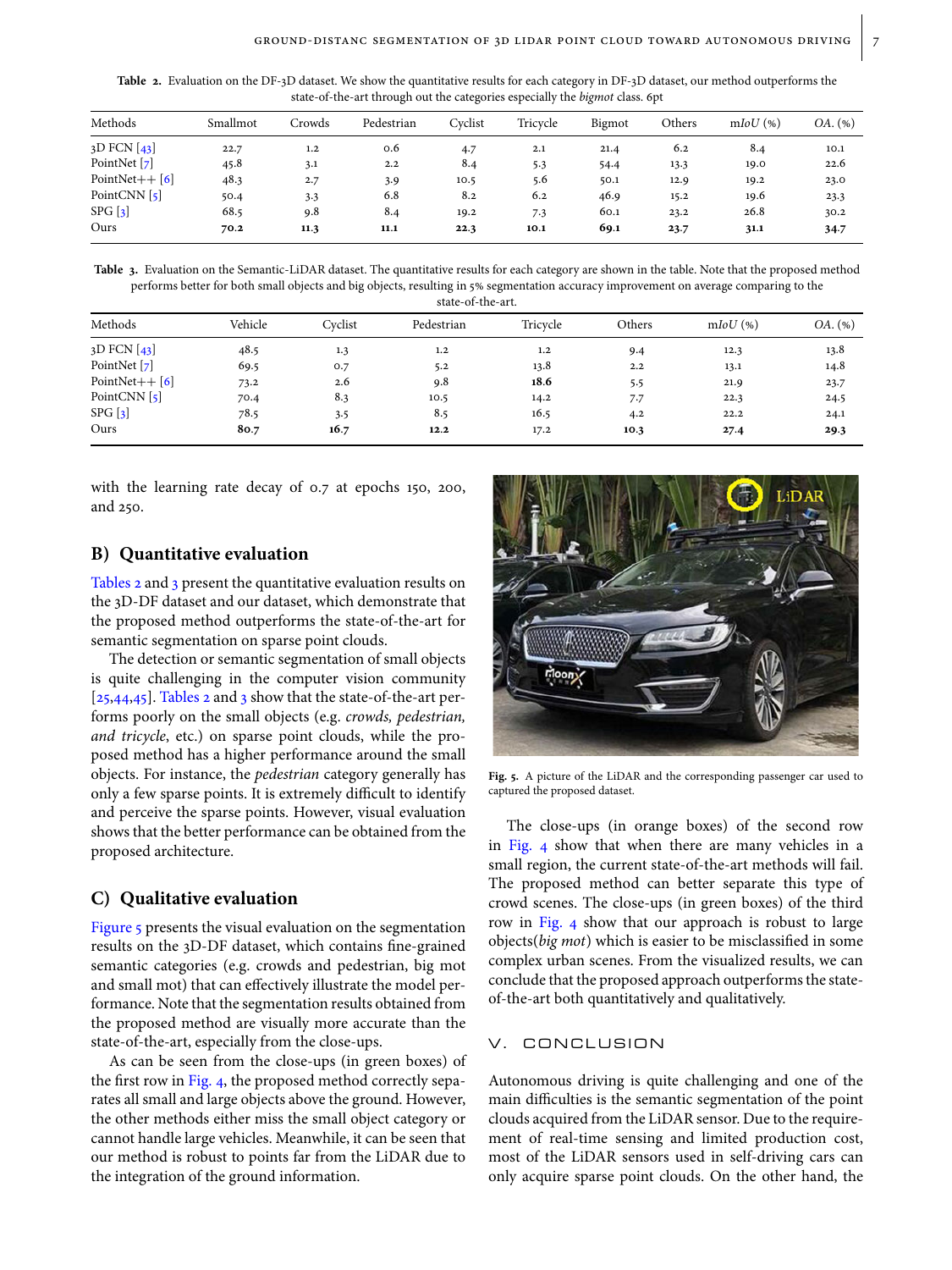**Table 2.** Evaluation on the DF-3D dataset. We show the quantitative results for each category in DF-3D dataset, our method outperforms the state-of-the-art through out the categories especially the *bigmot* class. 6pt

| Methods | Smallmot | Crowds | Pedestrian | Cyclist | Tricycle | Bigmot | Others | m*IoU* (%) | *OA*. (%) |
|---|---|---|---|---|---|---|---|---|---|
| 3D FCN [43] | 22.7 | 1.2 | 0.6 | 4.7 | 2.1 | 21.4 | 6.2 | 8.4 | 10.1 |
| PointNet [7] | 45.8 | 3.1 | 2.2 | 8.4 | 5.3 | 54.4 | 13.3 | 19.0 | 22.6 |
| PointNet++ [6] | 48.3 | 2.7 | 3.9 | 10.5 | 5.6 | 50.1 | 12.9 | 19.2 | 23.0 |
| PointCNN [5] | 50.4 | 3.3 | 6.8 | 8.2 | 6.2 | 46.9 | 15.2 | 19.6 | 23.3 |
| SPG [3] | 68.5 | 9.8 | 8.4 | 19.2 | 7.3 | 60.1 | 23.2 | 26.8 | 30.2 |
| Ours | **70.2** | **11.3** | **11.1** | **22.3** | **10.1** | **69.1** | **23.7** | **31.1** | **34.7** |

**Table 3.** Evaluation on the Semantic-LiDAR dataset. The quantitative results for each category are shown in the table. Note that the proposed method performs better for both small objects and big objects, resulting in 5% segmentation accuracy improvement on average comparing to the state-of-the-art.

| Methods | Vehicle | Cyclist | Pedestrian | Tricycle | Others | m*IoU* (%) | *OA*. (%) |
|---|---|---|---|---|---|---|---|
| 3D FCN [43] | 48.5 | 1.3 | 1.2 | 1.2 | 9.4 | 12.3 | 13.8 |
| PointNet [7] | 69.5 | 0.7 | 5.2 | 13.8 | 2.2 | 13.1 | 14.8 |
| PointNet++ [6] | 73.2 | 2.6 | 9.8 | **18.6** | 5.5 | 21.9 | 23.7 |
| PointCNN [5] | 70.4 | 8.3 | 10.5 | 14.2 | 7.7 | 22.3 | 24.5 |
| SPG [3] | 78.5 | 3.5 | 8.5 | 16.5 | 4.2 | 22.2 | 24.1 |
| Ours | **80.7** | **16.7** | **12.2** | 17.2 | **10.3** | **27.4** | **29.3** |

with the learning rate decay of 0.7 at epochs 150, 200, and 250.

## B) Quantitative evaluation

Tables 2 and 3 present the quantitative evaluation results on the 3D-DF dataset and our dataset, which demonstrate that the proposed method outperforms the state-of-the-art for semantic segmentation on sparse point clouds.

The detection or semantic segmentation of small objects is quite challenging in the computer vision community [25,44,45]. Tables 2 and 3 show that the state-of-the-art performs poorly on the small objects (e.g. *crowds, pedestrian, and tricycle*, etc.) on sparse point clouds, while the proposed method has a higher performance around the small objects. For instance, the *pedestrian* category generally has only a few sparse points. It is extremely difficult to identify and perceive the sparse points. However, visual evaluation shows that the better performance can be obtained from the proposed architecture.

## C) Qualitative evaluation

Figure 5 presents the visual evaluation on the segmentation results on the 3D-DF dataset, which contains fine-grained semantic categories (e.g. crowds and pedestrian, big mot and small mot) that can effectively illustrate the model performance. Note that the segmentation results obtained from the proposed method are visually more accurate than the state-of-the-art, especially from the close-ups.

As can be seen from the close-ups (in green boxes) of the first row in Fig. 4, the proposed method correctly separates all small and large objects above the ground. However, the other methods either miss the small object category or cannot handle large vehicles. Meanwhile, it can be seen that our method is robust to points far from the LiDAR due to the integration of the ground information.

**Fig. 5.** A picture of the LiDAR and the corresponding passenger car used to captured the proposed dataset.

The close-ups (in orange boxes) of the second row in Fig. 4 show that when there are many vehicles in a small region, the current state-of-the-art methods will fail. The proposed method can better separate this type of crowd scenes. The close-ups (in green boxes) of the third row in Fig. 4 show that our approach is robust to large objects(*big mot*) which is easier to be misclassified in some complex urban scenes. From the visualized results, we can conclude that the proposed approach outperforms the state-of-the-art both quantitatively and qualitatively.

# V. CONCLUSION

Autonomous driving is quite challenging and one of the main difficulties is the semantic segmentation of the point clouds acquired from the LiDAR sensor. Due to the requirement of real-time sensing and limited production cost, most of the LiDAR sensors used in self-driving cars can only acquire sparse point clouds. On the other hand, the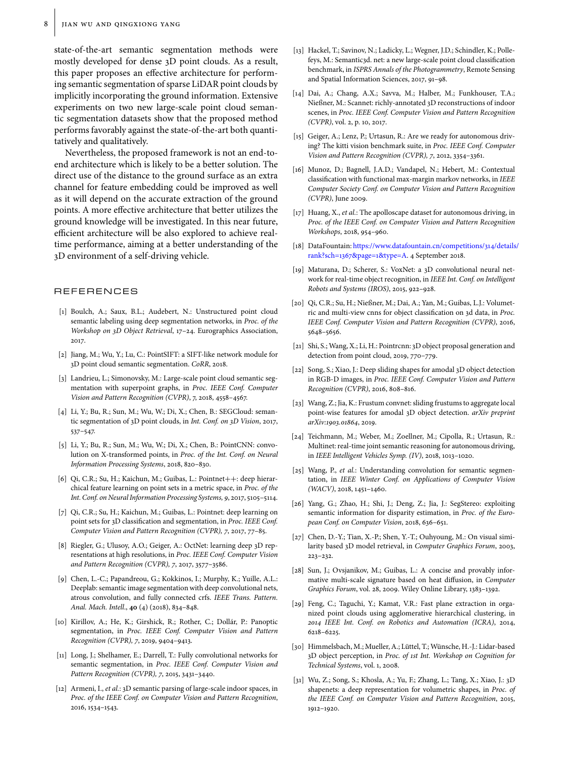state-of-the-art semantic segmentation methods were mostly developed for dense 3D point clouds. As a result, this paper proposes an effective architecture for performing semantic segmentation of sparse LiDAR point clouds by implicitly incorporating the ground information. Extensive experiments on two new large-scale point cloud semantic segmentation datasets show that the proposed method performs favorably against the state-of-the-art both quantitatively and qualitatively.

Nevertheless, the proposed framework is not an end-to-end architecture which is likely to be a better solution. The direct use of the distance to the ground surface as an extra channel for feature embedding could be improved as well as it will depend on the accurate extraction of the ground points. A more effective architecture that better utilizes the ground knowledge will be investigated. In this near future, efficient architecture will be also explored to achieve real-time performance, aiming at a better understanding of the 3D environment of a self-driving vehicle.

## REFERENCES

[1] Boulch, A.; Saux, B.L.; Audebert, N.: Unstructured point cloud semantic labeling using deep segmentation networks, in *Proc. of the Workshop on 3D Object Retrieval*, 17–24. Eurographics Association, 2017.

[2] Jiang, M.; Wu, Y.; Lu, C.: PointSIFT: a SIFT-like network module for 3D point cloud semantic segmentation. *CoRR*, 2018.

[3] Landrieu, L.; Simonovsky, M.: Large-scale point cloud semantic segmentation with superpoint graphs, in *Proc. IEEE Conf. Computer Vision and Pattern Recognition (CVPR)*, *7*, 2018, 4558–4567.

[4] Li, Y.; Bu, R.; Sun, M.; Wu, W.; Di, X.; Chen, B.: SEGCloud: semantic segmentation of 3D point clouds, in *Int. Conf. on 3D Vision*, 2017, 537–547.

[5] Li, Y.; Bu, R.; Sun, M.; Wu, W.; Di, X.; Chen, B.: PointCNN: convolution on X-transformed points, in *Proc. of the Int. Conf. on Neural Information Processing Systems*, 2018, 820–830.

[6] Qi, C.R.; Su, H.; Kaichun, M.; Guibas, L.: Pointnet++: deep hierarchical feature learning on point sets in a metric space, in *Proc. of the Int. Conf. on Neural Information Processing Systems, 9*, 2017, 5105–5114.

[7] Qi, C.R.; Su, H.; Kaichun, M.; Guibas, L.: Pointnet: deep learning on point sets for 3D classification and segmentation, in *Proc. IEEE Conf. Computer Vision and Pattern Recognition (CVPR), 7*, 2017, 77–85.

[8] Riegler, G.; Ulusoy, A.O.; Geiger, A.: OctNet: learning deep 3D representations at high resolutions, in *Proc. IEEE Conf. Computer Vision and Pattern Recognition (CVPR), 7*, 2017, 3577–3586.

[9] Chen, L.-C.; Papandreou, G.; Kokkinos, I.; Murphy, K.; Yuille, A.L.: Deeplab: semantic image segmentation with deep convolutional nets, atrous convolution, and fully connected crfs. *IEEE Trans. Pattern. Anal. Mach. Intell.*, **40** (4) (2018), 834–848.

[10] Kirillov, A.; He, K.; Girshick, R.; Rother, C.; Dollár, P.: Panoptic segmentation, in *Proc. IEEE Conf. Computer Vision and Pattern Recognition (CVPR), 7*, 2019, 9404–9413.

[11] Long, J.; Shelhamer, E.; Darrell, T.: Fully convolutional networks for semantic segmentation, in *Proc. IEEE Conf. Computer Vision and Pattern Recognition (CVPR), 7*, 2015, 3431–3440.

[12] Armeni, I., *et al.*: 3D semantic parsing of large-scale indoor spaces, in *Proc. of the IEEE Conf. on Computer Vision and Pattern Recognition*, 2016, 1534–1543.

[13] Hackel, T.; Savinov, N.; Ladicky, L.; Wegner, J.D.; Schindler, K.; Pollefeys, M.: Semantic3d. net: a new large-scale point cloud classification benchmark, in *ISPRS Annals of the Photogrammetry*, Remote Sensing and Spatial Information Sciences, 2017, 91–98.

[14] Dai, A.; Chang, A.X.; Savva, M.; Halber, M.; Funkhouser, T.A.; Nießner, M.: Scannet: richly-annotated 3D reconstructions of indoor scenes, in *Proc. IEEE Conf. Computer Vision and Pattern Recognition (CVPR)*, vol. 2, p. 10, 2017.

[15] Geiger, A.; Lenz, P.; Urtasun, R.: Are we ready for autonomous driving? The kitti vision benchmark suite, in *Proc. IEEE Conf. Computer Vision and Pattern Recognition (CVPR), 7*, 2012, 3354–3361.

[16] Munoz, D.; Bagnell, J.A.D.; Vandapel, N.; Hebert, M.: Contextual classification with functional max-margin markov networks, in *IEEE Computer Society Conf. on Computer Vision and Pattern Recognition (CVPR)*, June 2009.

[17] Huang, X., *et al.*: The apolloscape dataset for autonomous driving, in *Proc. of the IEEE Conf. on Computer Vision and Pattern Recognition Workshops*, 2018, 954–960.

[18] DataFountain: https://www.datafountain.cn/competitions/314/details/rank?sch=1367&page=1&type=A. 4 September 2018.

[19] Maturana, D.; Scherer, S.: VoxNet: a 3D convolutional neural network for real-time object recognition, in *IEEE Int. Conf. on Intelligent Robots and Systems (IROS)*, 2015, 922–928.

[20] Qi, C.R.; Su, H.; Nießner, M.; Dai, A.; Yan, M.; Guibas, L.J.: Volumetric and multi-view cnns for object classification on 3d data, in *Proc. IEEE Conf. Computer Vision and Pattern Recognition (CVPR)*, 2016, 5648–5656.

[21] Shi, S.; Wang, X.; Li, H.: Pointrcnn: 3D object proposal generation and detection from point cloud, 2019, 770–779.

[22] Song, S.; Xiao, J.: Deep sliding shapes for amodal 3D object detection in RGB-D images, in *Proc. IEEE Conf. Computer Vision and Pattern Recognition (CVPR)*, 2016, 808–816.

[23] Wang, Z.; Jia, K.: Frustum convnet: sliding frustums to aggregate local point-wise features for amodal 3D object detection. *arXiv preprint arXiv:1903.01864*, 2019.

[24] Teichmann, M.; Weber, M.; Zoellner, M.; Cipolla, R.; Urtasun, R.: Multinet: real-time joint semantic reasoning for autonomous driving, in *IEEE Intelligent Vehicles Symp. (IV)*, 2018, 1013–1020.

[25] Wang, P., *et al.*: Understanding convolution for semantic segmentation, in *IEEE Winter Conf. on Applications of Computer Vision (WACV)*, 2018, 1451–1460.

[26] Yang, G.; Zhao, H.; Shi, J.; Deng, Z.; Jia, J.: SegStereo: exploiting semantic information for disparity estimation, in *Proc. of the European Conf. on Computer Vision*, 2018, 636–651.

[27] Chen, D.-Y.; Tian, X.-P.; Shen, Y.-T.; Ouhyoung, M.: On visual similarity based 3D model retrieval, in *Computer Graphics Forum*, 2003, 223–232.

[28] Sun, J.; Ovsjanikov, M.; Guibas, L.: A concise and provably informative multi-scale signature based on heat diffusion, in *Computer Graphics Forum*, vol. 28, 2009. Wiley Online Library, 1383–1392.

[29] Feng, C.; Taguchi, Y.; Kamat, V.R.: Fast plane extraction in organized point clouds using agglomerative hierarchical clustering, in *2014 IEEE Int. Conf. on Robotics and Automation (ICRA)*, 2014, 6218–6225.

[30] Himmelsbach, M.; Mueller, A.; Lüttel, T.; Wünsche, H.-J.: Lidar-based 3D object perception, in *Proc. of 1st Int. Workshop on Cognition for Technical Systems*, vol. 1, 2008.

[31] Wu, Z.; Song, S.; Khosla, A.; Yu, F.; Zhang, L.; Tang, X.; Xiao, J.: 3D shapenets: a deep representation for volumetric shapes, in *Proc. of the IEEE Conf. on Computer Vision and Pattern Recognition*, 2015, 1912–1920.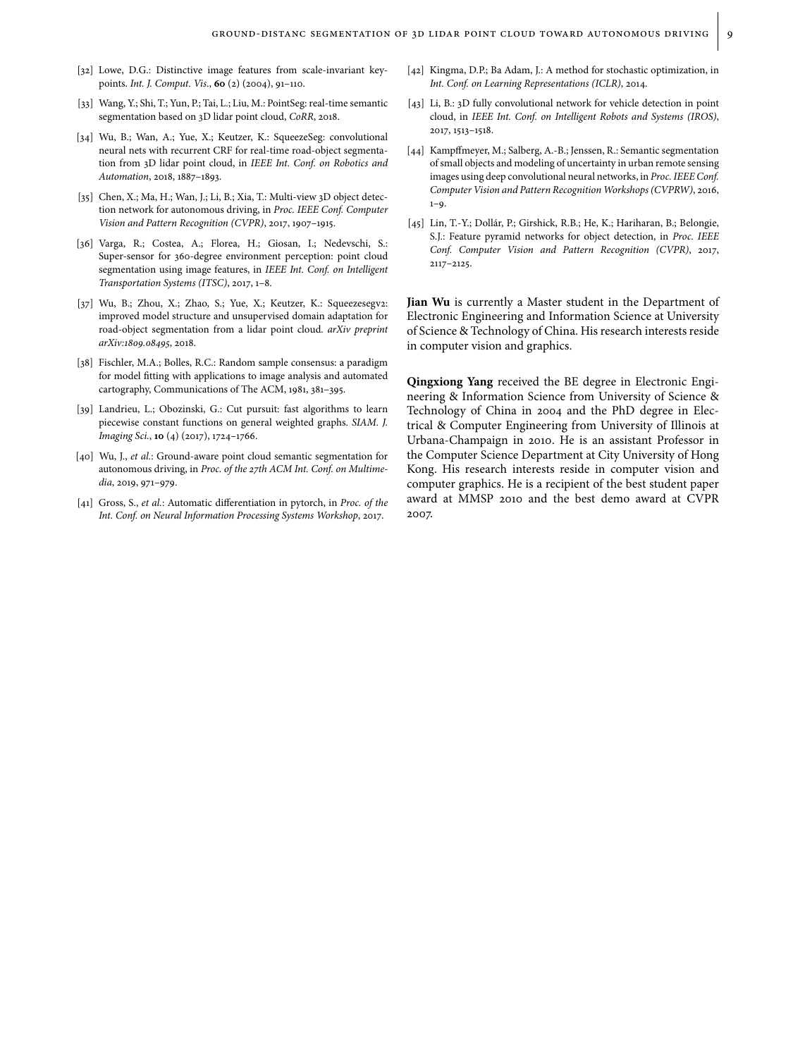[32] Lowe, D.G.: Distinctive image features from scale-invariant keypoints. *Int. J. Comput. Vis.*, **60** (2) (2004), 91–110.

[33] Wang, Y.; Shi, T.; Yun, P.; Tai, L.; Liu, M.: PointSeg: real-time semantic segmentation based on 3D lidar point cloud, *CoRR*, 2018.

[34] Wu, B.; Wan, A.; Yue, X.; Keutzer, K.: SqueezeSeg: convolutional neural nets with recurrent CRF for real-time road-object segmentation from 3D lidar point cloud, in *IEEE Int. Conf. on Robotics and Automation*, 2018, 1887–1893.

[35] Chen, X.; Ma, H.; Wan, J.; Li, B.; Xia, T.: Multi-view 3D object detection network for autonomous driving, in *Proc. IEEE Conf. Computer Vision and Pattern Recognition (CVPR)*, 2017, 1907–1915.

[36] Varga, R.; Costea, A.; Florea, H.; Giosan, I.; Nedevschi, S.: Super-sensor for 360-degree environment perception: point cloud segmentation using image features, in *IEEE Int. Conf. on Intelligent Transportation Systems (ITSC)*, 2017, 1–8.

[37] Wu, B.; Zhou, X.; Zhao, S.; Yue, X.; Keutzer, K.: Squeezesegv2: improved model structure and unsupervised domain adaptation for road-object segmentation from a lidar point cloud. *arXiv preprint arXiv:1809.08495*, 2018.

[38] Fischler, M.A.; Bolles, R.C.: Random sample consensus: a paradigm for model fitting with applications to image analysis and automated cartography, Communications of The ACM, 1981, 381–395.

[39] Landrieu, L.; Obozinski, G.: Cut pursuit: fast algorithms to learn piecewise constant functions on general weighted graphs. *SIAM. J. Imaging Sci.*, **10** (4) (2017), 1724–1766.

[40] Wu, J., *et al.*: Ground-aware point cloud semantic segmentation for autonomous driving, in *Proc. of the 27th ACM Int. Conf. on Multimedia*, 2019, 971–979.

[41] Gross, S., *et al.*: Automatic differentiation in pytorch, in *Proc. of the Int. Conf. on Neural Information Processing Systems Workshop*, 2017.

[42] Kingma, D.P.; Ba Adam, J.: A method for stochastic optimization, in *Int. Conf. on Learning Representations (ICLR)*, 2014.

[43] Li, B.: 3D fully convolutional network for vehicle detection in point cloud, in *IEEE Int. Conf. on Intelligent Robots and Systems (IROS)*, 2017, 1513–1518.

[44] Kampffmeyer, M.; Salberg, A.-B.; Jenssen, R.: Semantic segmentation of small objects and modeling of uncertainty in urban remote sensing images using deep convolutional neural networks, in *Proc. IEEE Conf. Computer Vision and Pattern Recognition Workshops (CVPRW)*, 2016, 1–9.

[45] Lin, T.-Y.; Dollár, P.; Girshick, R.B.; He, K.; Hariharan, B.; Belongie, S.J.: Feature pyramid networks for object detection, in *Proc. IEEE Conf. Computer Vision and Pattern Recognition (CVPR)*, 2017, 2117–2125.

**Jian Wu** is currently a Master student in the Department of Electronic Engineering and Information Science at University of Science & Technology of China. His research interests reside in computer vision and graphics.

**Qingxiong Yang** received the BE degree in Electronic Engineering & Information Science from University of Science & Technology of China in 2004 and the PhD degree in Electrical & Computer Engineering from University of Illinois at Urbana-Champaign in 2010. He is an assistant Professor in the Computer Science Department at City University of Hong Kong. His research interests reside in computer vision and computer graphics. He is a recipient of the best student paper award at MMSP 2010 and the best demo award at CVPR 2007.